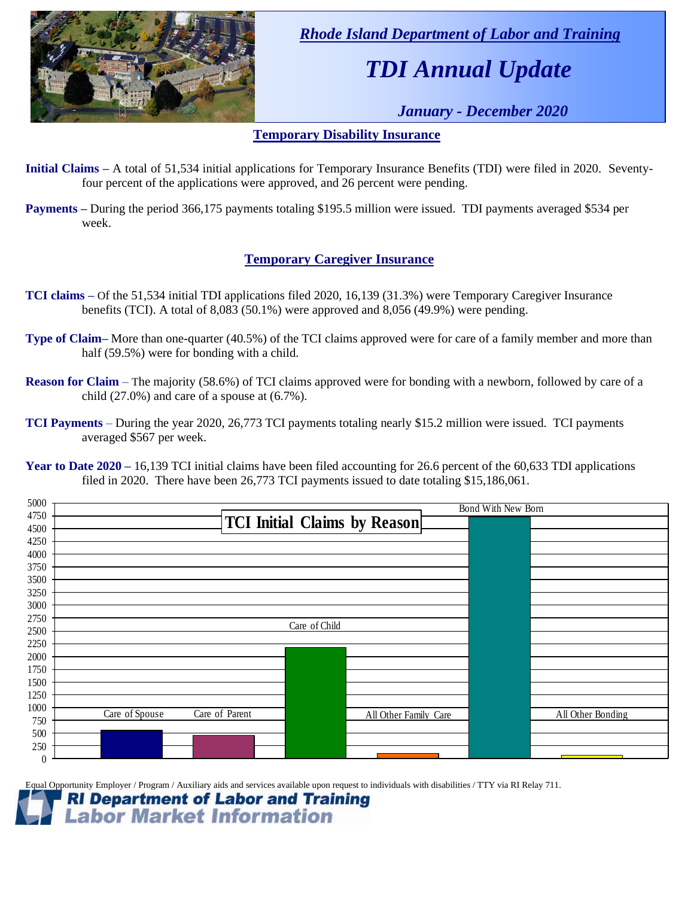*Rhode Island Department of Labor and Training*

# *TDI Annual Update*

*January - December 2020*

## Temporary Disability Insurance

**Initial Claims –** A total of 51,534 initial applications for Temporary Insurance Benefits (TDI) were filed in 2020. Seventy-four percent of the applications were approved, and 26 percent were pending.

**Payments –** During the period 366,175 payments totaling $195.5 million were issued. TDI payments averaged $534 per week.

## Temporary Caregiver Insurance

**TCI claims –** Of the 51,534 initial TDI applications filed 2020, 16,139 (31.3%) were Temporary Caregiver Insurance benefits (TCI). A total of 8,083 (50.1%) were approved and 8,056 (49.9%) were pending.

**Type of Claim–** More than one-quarter (40.5%) of the TCI claims approved were for care of a family member and more than half (59.5%) were for bonding with a child.

**Reason for Claim** – The majority (58.6%) of TCI claims approved were for bonding with a newborn, followed by care of a child (27.0%) and care of a spouse at (6.7%).

**TCI Payments** – During the year 2020, 26,773 TCI payments totaling nearly $15.2 million were issued. TCI payments averaged $567 per week.

**Year to Date 2020 –** 16,139 TCI initial claims have been filed accounting for 26.6 percent of the 60,633 TDI applications filed in 2020. There have been 26,773 TCI payments issued to date totaling $15,186,061.

**TCI Initial Claims by Reason**

(Bar chart; y-axis 0–5000. Categories: Care of Spouse, Care of Parent, Care of Child, All Other Family Care, Bond With New Born, All Other Bonding)

Equal Opportunity Employer / Program / Auxiliary aids and services available upon request to individuals with disabilities / TTY via RI Relay 711.

**RI Department of Labor and Training**
**Labor Market Information**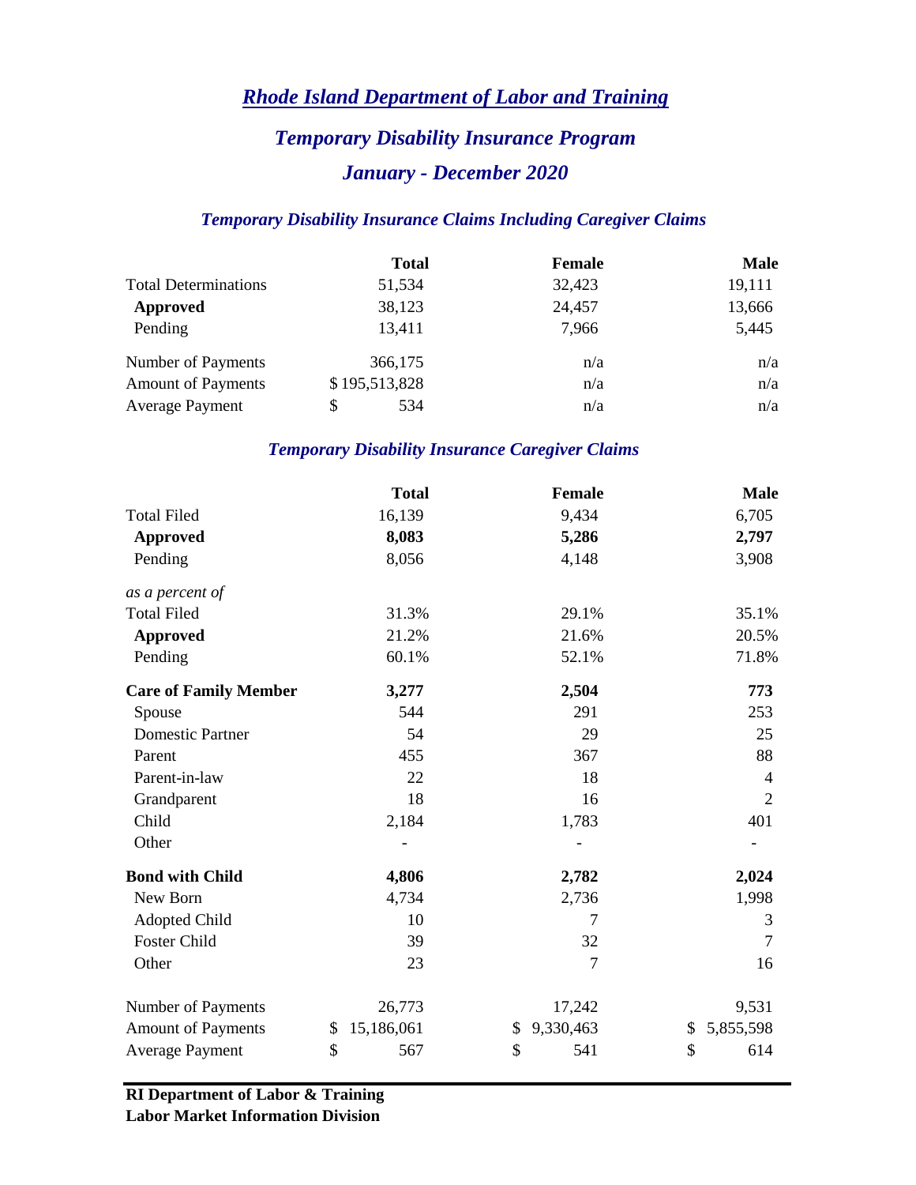# *Rhode Island Department of Labor and Training*

## *Temporary Disability Insurance Program*

## *January - December 2020*

### *Temporary Disability Insurance Claims Including Caregiver Claims*

| | Total | Female | Male |
|---|---|---|---|
| Total Determinations | 51,534 | 32,423 | 19,111 |
| **Approved** | 38,123 | 24,457 | 13,666 |
| Pending | 13,411 | 7,966 | 5,445 |
| Number of Payments | 366,175 | n/a | n/a |
| Amount of Payments | $ 195,513,828 | n/a | n/a |
| Average Payment | $ 534 | n/a | n/a |

### *Temporary Disability Insurance Caregiver Claims*

| | Total | Female | Male |
|---|---|---|---|
| Total Filed | 16,139 | 9,434 | 6,705 |
| **Approved** | **8,083** | **5,286** | **2,797** |
| Pending | 8,056 | 4,148 | 3,908 |
| *as a percent of* | | | |
| Total Filed | 31.3% | 29.1% | 35.1% |
| **Approved** | 21.2% | 21.6% | 20.5% |
| Pending | 60.1% | 52.1% | 71.8% |
| **Care of Family Member** | **3,277** | **2,504** | **773** |
| Spouse | 544 | 291 | 253 |
| Domestic Partner | 54 | 29 | 25 |
| Parent | 455 | 367 | 88 |
| Parent-in-law | 22 | 18 | 4 |
| Grandparent | 18 | 16 | 2 |
| Child | 2,184 | 1,783 | 401 |
| Other | - | - | - |
| **Bond with Child** | **4,806** | **2,782** | **2,024** |
| New Born | 4,734 | 2,736 | 1,998 |
| Adopted Child | 10 | 7 | 3 |
| Foster Child | 39 | 32 | 7 |
| Other | 23 | 7 | 16 |
| Number of Payments | 26,773 | 17,242 | 9,531 |
| Amount of Payments | $ 15,186,061 | $ 9,330,463 | $ 5,855,598 |
| Average Payment | $ 567 | $ 541 | $ 614 |

**RI Department of Labor & Training**
**Labor Market Information Division**